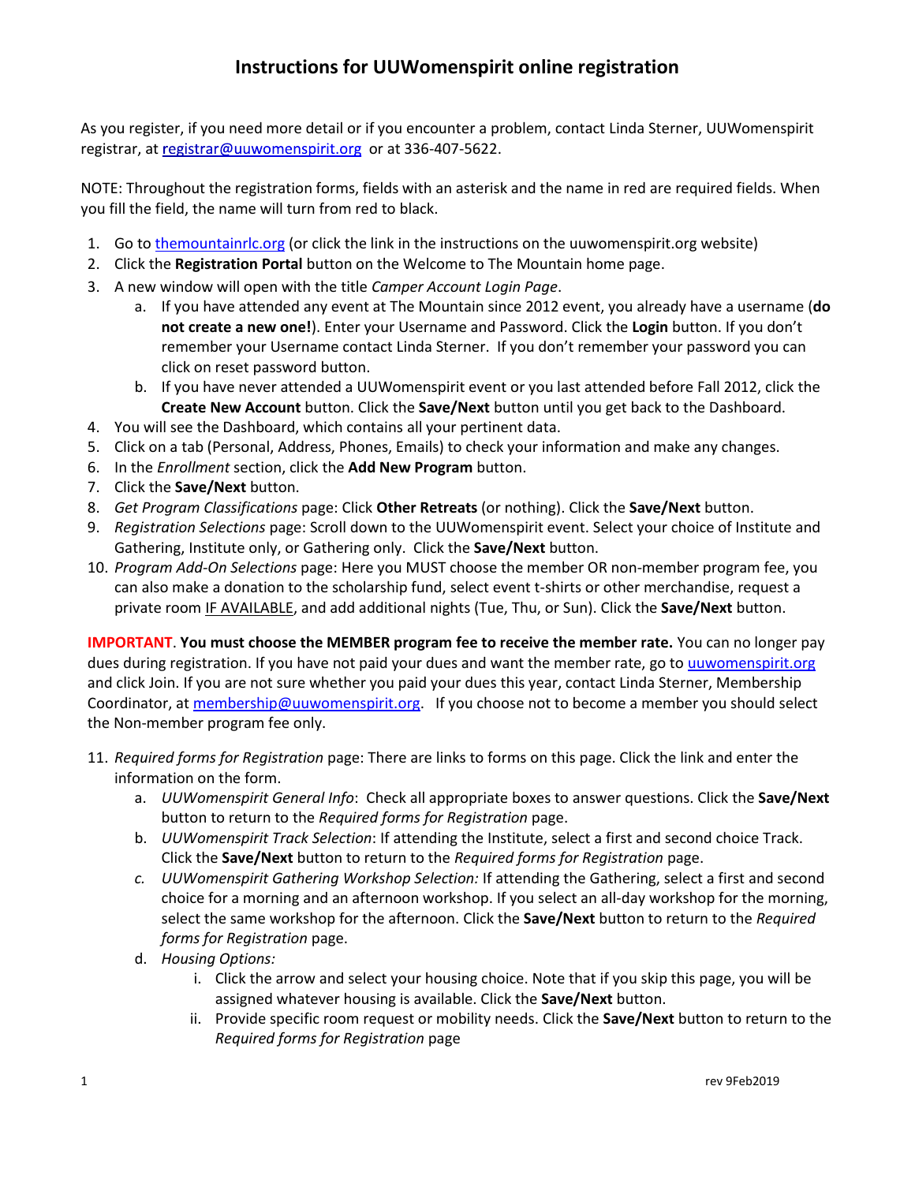# Instructions for UUWomenspirit online registration

As you register, if you need more detail or if you encounter a problem, contact Linda Sterner, UUWomenspirit registrar, at [registrar@uuwomenspirit.org](mailto:registrar@uuwomenspirit.org) or at 336-407-5622.

NOTE: Throughout the registration forms, fields with an asterisk and the name in red are required fields. When you fill the field, the name will turn from red to black.

1. Go to [themountainrlc.org](http://themountainrlc.org) (or click the link in the instructions on the uuwomenspirit.org website)
2. Click the **Registration Portal** button on the Welcome to The Mountain home page.
3. A new window will open with the title *Camper Account Login Page*.
    a. If you have attended any event at The Mountain since 2012 event, you already have a username (**do not create a new one!**). Enter your Username and Password. Click the **Login** button. If you don't remember your Username contact Linda Sterner. If you don't remember your password you can click on reset password button.
    b. If you have never attended a UUWomenspirit event or you last attended before Fall 2012, click the **Create New Account** button. Click the **Save/Next** button until you get back to the Dashboard.
4. You will see the Dashboard, which contains all your pertinent data.
5. Click on a tab (Personal, Address, Phones, Emails) to check your information and make any changes.
6. In the *Enrollment* section, click the **Add New Program** button.
7. Click the **Save/Next** button.
8. *Get Program Classifications* page: Click **Other Retreats** (or nothing). Click the **Save/Next** button.
9. *Registration Selections* page: Scroll down to the UUWomenspirit event. Select your choice of Institute and Gathering, Institute only, or Gathering only. Click the **Save/Next** button.
10. *Program Add-On Selections* page: Here you MUST choose the member OR non-member program fee, you can also make a donation to the scholarship fund, select event t-shirts or other merchandise, request a private room <u>IF AVAILABLE</u>, and add additional nights (Tue, Thu, or Sun). Click the **Save/Next** button.

**IMPORTANT**. **You must choose the MEMBER program fee to receive the member rate.** You can no longer pay dues during registration. If you have not paid your dues and want the member rate, go to [uuwomenspirit.org](http://uuwomenspirit.org) and click Join. If you are not sure whether you paid your dues this year, contact Linda Sterner, Membership Coordinator, at [membership@uuwomenspirit.org](mailto:membership@uuwomenspirit.org). If you choose not to become a member you should select the Non-member program fee only.

11. *Required forms for Registration* page: There are links to forms on this page. Click the link and enter the information on the form.
    a. *UUWomenspirit General Info*: Check all appropriate boxes to answer questions. Click the **Save/Next** button to return to the *Required forms for Registration* page.
    b. *UUWomenspirit Track Selection*: If attending the Institute, select a first and second choice Track. Click the **Save/Next** button to return to the *Required forms for Registration* page.
    c. *UUWomenspirit Gathering Workshop Selection:* If attending the Gathering, select a first and second choice for a morning and an afternoon workshop. If you select an all-day workshop for the morning, select the same workshop for the afternoon. Click the **Save/Next** button to return to the *Required forms for Registration* page.
    d. *Housing Options:*
        i. Click the arrow and select your housing choice. Note that if you skip this page, you will be assigned whatever housing is available. Click the **Save/Next** button.
        ii. Provide specific room request or mobility needs. Click the **Save/Next** button to return to the *Required forms for Registration* page

rev 9Feb2019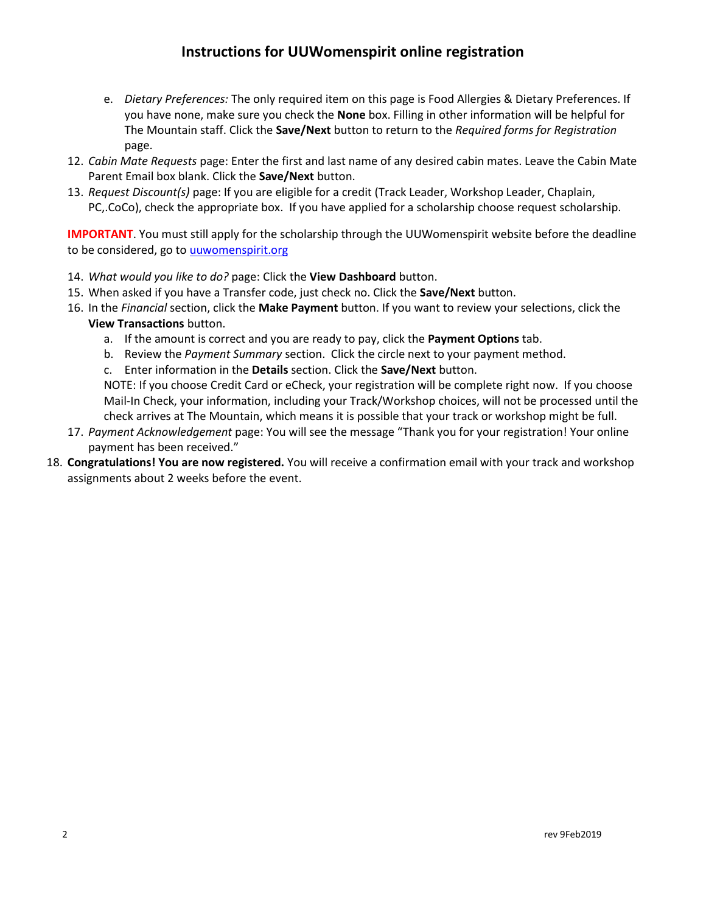# Instructions for UUWomenspirit online registration

   e. *Dietary Preferences:* The only required item on this page is Food Allergies & Dietary Preferences. If you have none, make sure you check the **None** box. Filling in other information will be helpful for The Mountain staff. Click the **Save/Next** button to return to the *Required forms for Registration* page.

12. *Cabin Mate Requests* page: Enter the first and last name of any desired cabin mates. Leave the Cabin Mate Parent Email box blank. Click the **Save/Next** button.
13. *Request Discount(s)* page: If you are eligible for a credit (Track Leader, Workshop Leader, Chaplain, PC,.CoCo), check the appropriate box. If you have applied for a scholarship choose request scholarship.

**IMPORTANT**. You must still apply for the scholarship through the UUWomenspirit website before the deadline to be considered, go to [uuwomenspirit.org](uuwomenspirit.org)

14. *What would you like to do?* page: Click the **View Dashboard** button.
15. When asked if you have a Transfer code, just check no. Click the **Save/Next** button.
16. In the *Financial* section, click the **Make Payment** button. If you want to review your selections, click the **View Transactions** button.
    a. If the amount is correct and you are ready to pay, click the **Payment Options** tab.
    b. Review the *Payment Summary* section. Click the circle next to your payment method.
    c. Enter information in the **Details** section. Click the **Save/Next** button.

    NOTE: If you choose Credit Card or eCheck, your registration will be complete right now. If you choose Mail-In Check, your information, including your Track/Workshop choices, will not be processed until the check arrives at The Mountain, which means it is possible that your track or workshop might be full.
17. *Payment Acknowledgement* page: You will see the message "Thank you for your registration! Your online payment has been received."
18. **Congratulations! You are now registered.** You will receive a confirmation email with your track and workshop assignments about 2 weeks before the event.

rev 9Feb2019